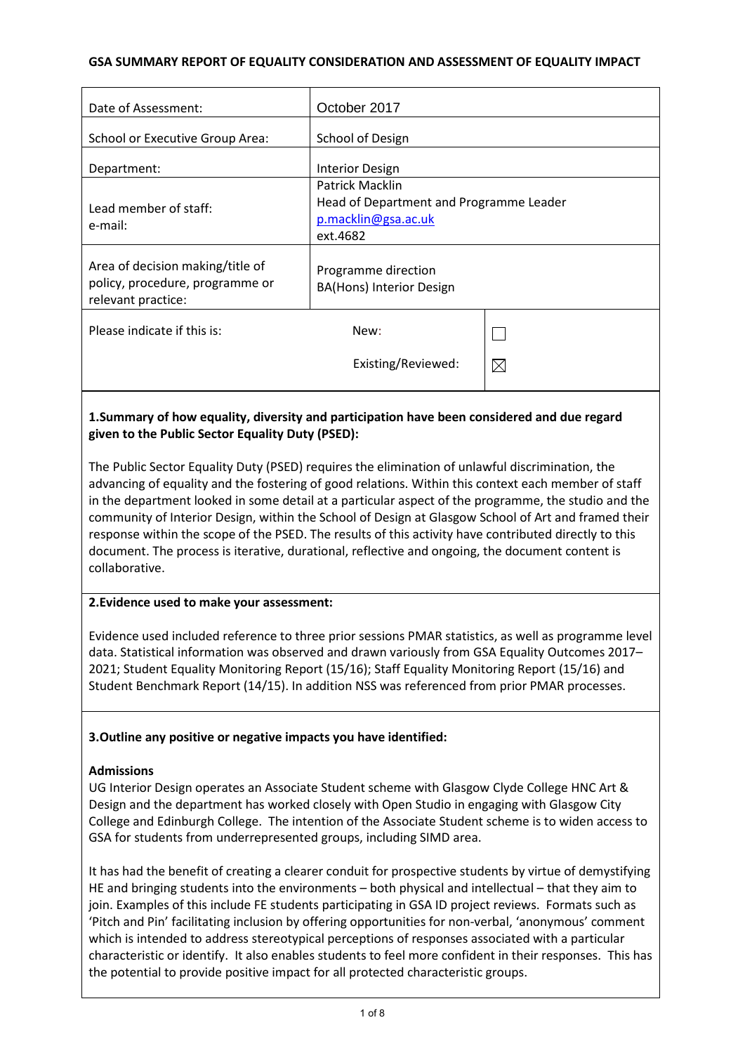**GSA SUMMARY REPORT OF EQUALITY CONSIDERATION AND ASSESSMENT OF EQUALITY IMPACT**

| | | |
|---|---|---|
| Date of Assessment: | October 2017 | |
| School or Executive Group Area: | School of Design | |
| Department: | Interior Design | |
| Lead member of staff:<br>e-mail: | Patrick Macklin<br>Head of Department and Programme Leader<br>p.macklin@gsa.ac.uk<br>ext.4682 | |
| Area of decision making/title of policy, procedure, programme or relevant practice: | Programme direction<br>BA(Hons) Interior Design | |
| Please indicate if this is: | New: | ☐ |
| | Existing/Reviewed: | ☒ |

**1.Summary of how equality, diversity and participation have been considered and due regard given to the Public Sector Equality Duty (PSED):**

The Public Sector Equality Duty (PSED) requires the elimination of unlawful discrimination, the advancing of equality and the fostering of good relations. Within this context each member of staff in the department looked in some detail at a particular aspect of the programme, the studio and the community of Interior Design, within the School of Design at Glasgow School of Art and framed their response within the scope of the PSED. The results of this activity have contributed directly to this document. The process is iterative, durational, reflective and ongoing, the document content is collaborative.

**2.Evidence used to make your assessment:**

Evidence used included reference to three prior sessions PMAR statistics, as well as programme level data. Statistical information was observed and drawn variously from GSA Equality Outcomes 2017–2021; Student Equality Monitoring Report (15/16); Staff Equality Monitoring Report (15/16) and Student Benchmark Report (14/15). In addition NSS was referenced from prior PMAR processes.

**3.Outline any positive or negative impacts you have identified:**

**Admissions**

UG Interior Design operates an Associate Student scheme with Glasgow Clyde College HNC Art & Design and the department has worked closely with Open Studio in engaging with Glasgow City College and Edinburgh College. The intention of the Associate Student scheme is to widen access to GSA for students from underrepresented groups, including SIMD area.

It has had the benefit of creating a clearer conduit for prospective students by virtue of demystifying HE and bringing students into the environments – both physical and intellectual – that they aim to join. Examples of this include FE students participating in GSA ID project reviews. Formats such as 'Pitch and Pin' facilitating inclusion by offering opportunities for non-verbal, 'anonymous' comment which is intended to address stereotypical perceptions of responses associated with a particular characteristic or identify. It also enables students to feel more confident in their responses. This has the potential to provide positive impact for all protected characteristic groups.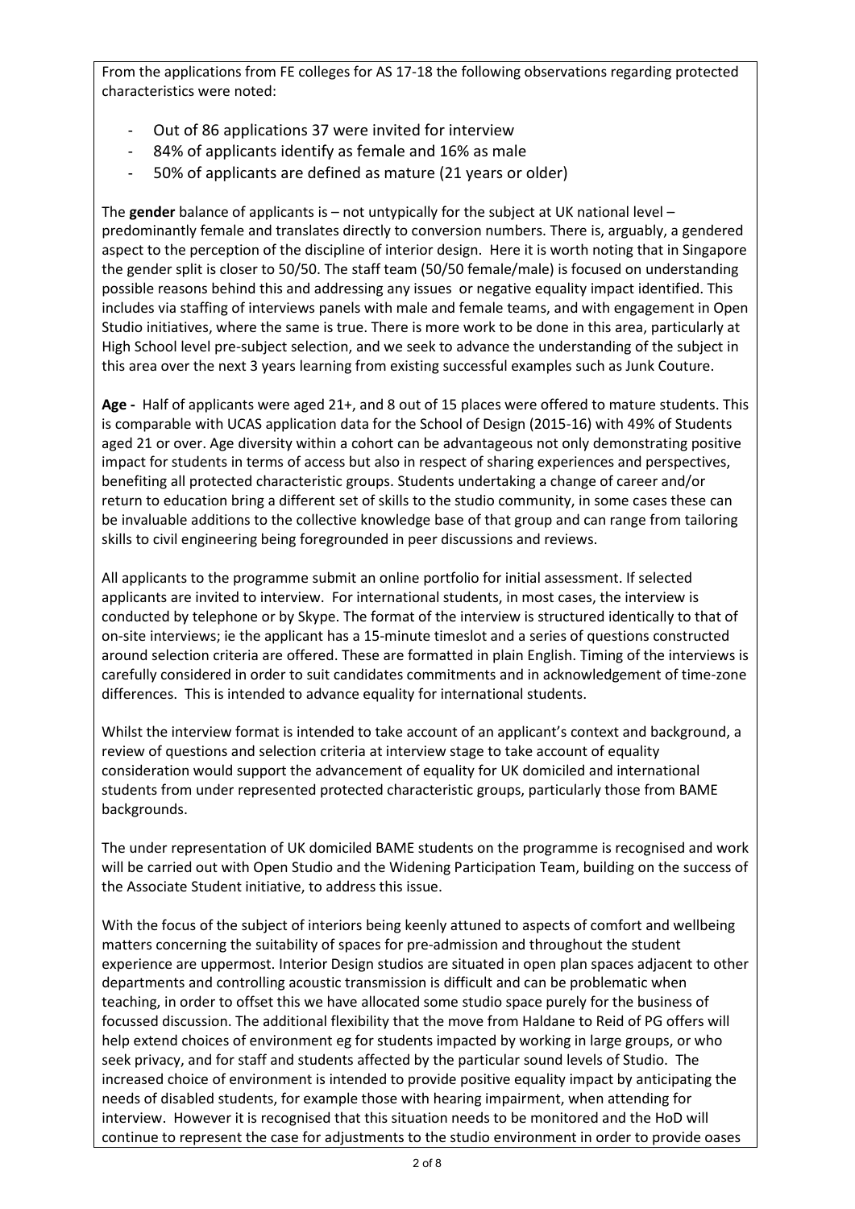From the applications from FE colleges for AS 17-18 the following observations regarding protected characteristics were noted:

- Out of 86 applications 37 were invited for interview
- 84% of applicants identify as female and 16% as male
- 50% of applicants are defined as mature (21 years or older)

The **gender** balance of applicants is – not untypically for the subject at UK national level – predominantly female and translates directly to conversion numbers. There is, arguably, a gendered aspect to the perception of the discipline of interior design. Here it is worth noting that in Singapore the gender split is closer to 50/50. The staff team (50/50 female/male) is focused on understanding possible reasons behind this and addressing any issues or negative equality impact identified. This includes via staffing of interviews panels with male and female teams, and with engagement in Open Studio initiatives, where the same is true. There is more work to be done in this area, particularly at High School level pre-subject selection, and we seek to advance the understanding of the subject in this area over the next 3 years learning from existing successful examples such as Junk Couture.

**Age -** Half of applicants were aged 21+, and 8 out of 15 places were offered to mature students. This is comparable with UCAS application data for the School of Design (2015-16) with 49% of Students aged 21 or over. Age diversity within a cohort can be advantageous not only demonstrating positive impact for students in terms of access but also in respect of sharing experiences and perspectives, benefiting all protected characteristic groups. Students undertaking a change of career and/or return to education bring a different set of skills to the studio community, in some cases these can be invaluable additions to the collective knowledge base of that group and can range from tailoring skills to civil engineering being foregrounded in peer discussions and reviews.

All applicants to the programme submit an online portfolio for initial assessment. If selected applicants are invited to interview. For international students, in most cases, the interview is conducted by telephone or by Skype. The format of the interview is structured identically to that of on-site interviews; ie the applicant has a 15-minute timeslot and a series of questions constructed around selection criteria are offered. These are formatted in plain English. Timing of the interviews is carefully considered in order to suit candidates commitments and in acknowledgement of time-zone differences. This is intended to advance equality for international students.

Whilst the interview format is intended to take account of an applicant's context and background, a review of questions and selection criteria at interview stage to take account of equality consideration would support the advancement of equality for UK domiciled and international students from under represented protected characteristic groups, particularly those from BAME backgrounds.

The under representation of UK domiciled BAME students on the programme is recognised and work will be carried out with Open Studio and the Widening Participation Team, building on the success of the Associate Student initiative, to address this issue.

With the focus of the subject of interiors being keenly attuned to aspects of comfort and wellbeing matters concerning the suitability of spaces for pre-admission and throughout the student experience are uppermost. Interior Design studios are situated in open plan spaces adjacent to other departments and controlling acoustic transmission is difficult and can be problematic when teaching, in order to offset this we have allocated some studio space purely for the business of focussed discussion. The additional flexibility that the move from Haldane to Reid of PG offers will help extend choices of environment eg for students impacted by working in large groups, or who seek privacy, and for staff and students affected by the particular sound levels of Studio. The increased choice of environment is intended to provide positive equality impact by anticipating the needs of disabled students, for example those with hearing impairment, when attending for interview. However it is recognised that this situation needs to be monitored and the HoD will continue to represent the case for adjustments to the studio environment in order to provide oases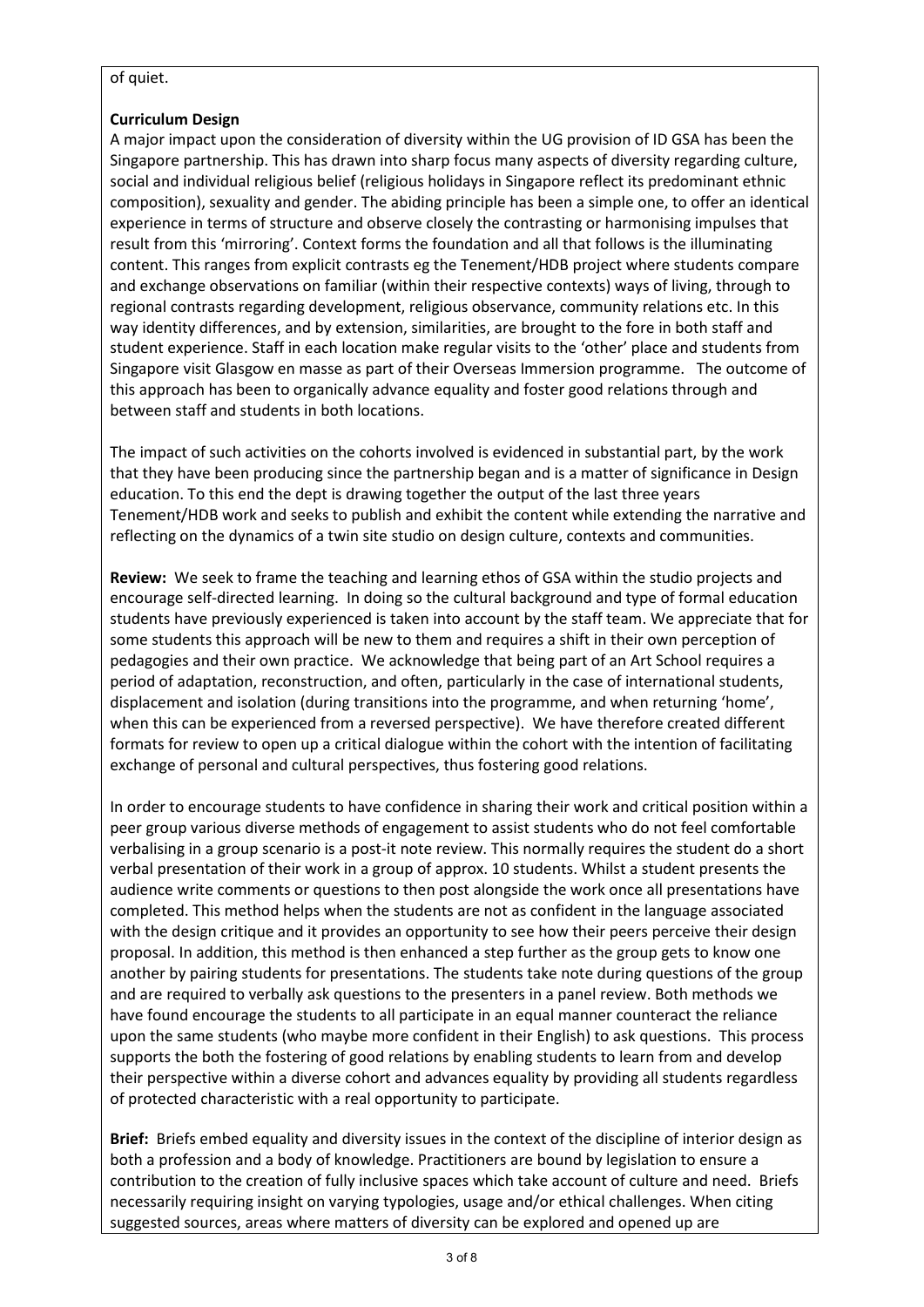of quiet.

**Curriculum Design**

A major impact upon the consideration of diversity within the UG provision of ID GSA has been the Singapore partnership. This has drawn into sharp focus many aspects of diversity regarding culture, social and individual religious belief (religious holidays in Singapore reflect its predominant ethnic composition), sexuality and gender. The abiding principle has been a simple one, to offer an identical experience in terms of structure and observe closely the contrasting or harmonising impulses that result from this 'mirroring'. Context forms the foundation and all that follows is the illuminating content. This ranges from explicit contrasts eg the Tenement/HDB project where students compare and exchange observations on familiar (within their respective contexts) ways of living, through to regional contrasts regarding development, religious observance, community relations etc. In this way identity differences, and by extension, similarities, are brought to the fore in both staff and student experience. Staff in each location make regular visits to the 'other' place and students from Singapore visit Glasgow en masse as part of their Overseas Immersion programme. The outcome of this approach has been to organically advance equality and foster good relations through and between staff and students in both locations.

The impact of such activities on the cohorts involved is evidenced in substantial part, by the work that they have been producing since the partnership began and is a matter of significance in Design education. To this end the dept is drawing together the output of the last three years Tenement/HDB work and seeks to publish and exhibit the content while extending the narrative and reflecting on the dynamics of a twin site studio on design culture, contexts and communities.

**Review:** We seek to frame the teaching and learning ethos of GSA within the studio projects and encourage self-directed learning. In doing so the cultural background and type of formal education students have previously experienced is taken into account by the staff team. We appreciate that for some students this approach will be new to them and requires a shift in their own perception of pedagogies and their own practice. We acknowledge that being part of an Art School requires a period of adaptation, reconstruction, and often, particularly in the case of international students, displacement and isolation (during transitions into the programme, and when returning 'home', when this can be experienced from a reversed perspective). We have therefore created different formats for review to open up a critical dialogue within the cohort with the intention of facilitating exchange of personal and cultural perspectives, thus fostering good relations.

In order to encourage students to have confidence in sharing their work and critical position within a peer group various diverse methods of engagement to assist students who do not feel comfortable verbalising in a group scenario is a post-it note review. This normally requires the student do a short verbal presentation of their work in a group of approx. 10 students. Whilst a student presents the audience write comments or questions to then post alongside the work once all presentations have completed. This method helps when the students are not as confident in the language associated with the design critique and it provides an opportunity to see how their peers perceive their design proposal. In addition, this method is then enhanced a step further as the group gets to know one another by pairing students for presentations. The students take note during questions of the group and are required to verbally ask questions to the presenters in a panel review. Both methods we have found encourage the students to all participate in an equal manner counteract the reliance upon the same students (who maybe more confident in their English) to ask questions. This process supports the both the fostering of good relations by enabling students to learn from and develop their perspective within a diverse cohort and advances equality by providing all students regardless of protected characteristic with a real opportunity to participate.

**Brief:** Briefs embed equality and diversity issues in the context of the discipline of interior design as both a profession and a body of knowledge. Practitioners are bound by legislation to ensure a contribution to the creation of fully inclusive spaces which take account of culture and need. Briefs necessarily requiring insight on varying typologies, usage and/or ethical challenges. When citing suggested sources, areas where matters of diversity can be explored and opened up are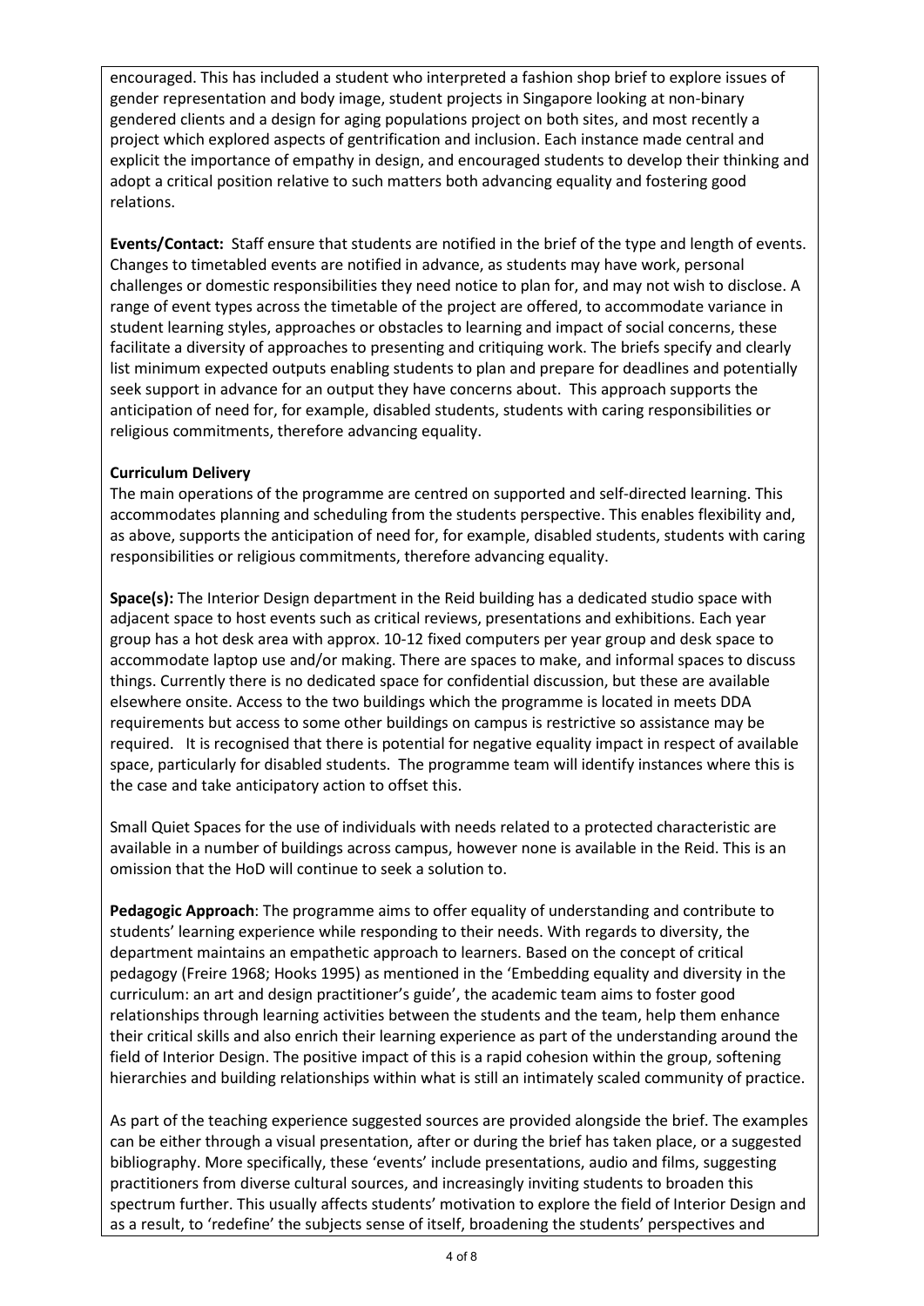encouraged. This has included a student who interpreted a fashion shop brief to explore issues of gender representation and body image, student projects in Singapore looking at non-binary gendered clients and a design for aging populations project on both sites, and most recently a project which explored aspects of gentrification and inclusion. Each instance made central and explicit the importance of empathy in design, and encouraged students to develop their thinking and adopt a critical position relative to such matters both advancing equality and fostering good relations.

**Events/Contact:** Staff ensure that students are notified in the brief of the type and length of events. Changes to timetabled events are notified in advance, as students may have work, personal challenges or domestic responsibilities they need notice to plan for, and may not wish to disclose. A range of event types across the timetable of the project are offered, to accommodate variance in student learning styles, approaches or obstacles to learning and impact of social concerns, these facilitate a diversity of approaches to presenting and critiquing work. The briefs specify and clearly list minimum expected outputs enabling students to plan and prepare for deadlines and potentially seek support in advance for an output they have concerns about. This approach supports the anticipation of need for, for example, disabled students, students with caring responsibilities or religious commitments, therefore advancing equality.

**Curriculum Delivery**

The main operations of the programme are centred on supported and self-directed learning. This accommodates planning and scheduling from the students perspective. This enables flexibility and, as above, supports the anticipation of need for, for example, disabled students, students with caring responsibilities or religious commitments, therefore advancing equality.

**Space(s):** The Interior Design department in the Reid building has a dedicated studio space with adjacent space to host events such as critical reviews, presentations and exhibitions. Each year group has a hot desk area with approx. 10-12 fixed computers per year group and desk space to accommodate laptop use and/or making. There are spaces to make, and informal spaces to discuss things. Currently there is no dedicated space for confidential discussion, but these are available elsewhere onsite. Access to the two buildings which the programme is located in meets DDA requirements but access to some other buildings on campus is restrictive so assistance may be required. It is recognised that there is potential for negative equality impact in respect of available space, particularly for disabled students. The programme team will identify instances where this is the case and take anticipatory action to offset this.

Small Quiet Spaces for the use of individuals with needs related to a protected characteristic are available in a number of buildings across campus, however none is available in the Reid. This is an omission that the HoD will continue to seek a solution to.

**Pedagogic Approach**: The programme aims to offer equality of understanding and contribute to students' learning experience while responding to their needs. With regards to diversity, the department maintains an empathetic approach to learners. Based on the concept of critical pedagogy (Freire 1968; Hooks 1995) as mentioned in the 'Embedding equality and diversity in the curriculum: an art and design practitioner's guide', the academic team aims to foster good relationships through learning activities between the students and the team, help them enhance their critical skills and also enrich their learning experience as part of the understanding around the field of Interior Design. The positive impact of this is a rapid cohesion within the group, softening hierarchies and building relationships within what is still an intimately scaled community of practice.

As part of the teaching experience suggested sources are provided alongside the brief. The examples can be either through a visual presentation, after or during the brief has taken place, or a suggested bibliography. More specifically, these 'events' include presentations, audio and films, suggesting practitioners from diverse cultural sources, and increasingly inviting students to broaden this spectrum further. This usually affects students' motivation to explore the field of Interior Design and as a result, to 'redefine' the subjects sense of itself, broadening the students' perspectives and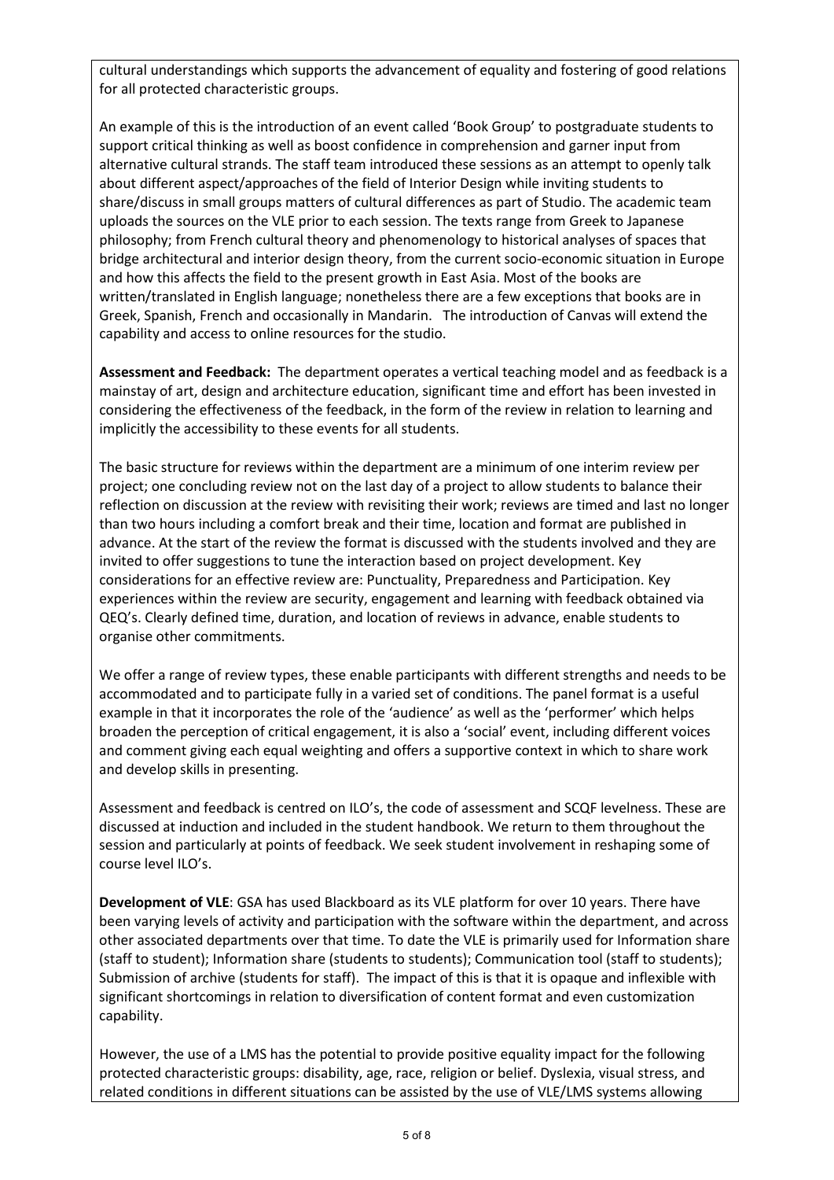cultural understandings which supports the advancement of equality and fostering of good relations for all protected characteristic groups.

An example of this is the introduction of an event called 'Book Group' to postgraduate students to support critical thinking as well as boost confidence in comprehension and garner input from alternative cultural strands. The staff team introduced these sessions as an attempt to openly talk about different aspect/approaches of the field of Interior Design while inviting students to share/discuss in small groups matters of cultural differences as part of Studio. The academic team uploads the sources on the VLE prior to each session. The texts range from Greek to Japanese philosophy; from French cultural theory and phenomenology to historical analyses of spaces that bridge architectural and interior design theory, from the current socio-economic situation in Europe and how this affects the field to the present growth in East Asia. Most of the books are written/translated in English language; nonetheless there are a few exceptions that books are in Greek, Spanish, French and occasionally in Mandarin. The introduction of Canvas will extend the capability and access to online resources for the studio.

**Assessment and Feedback:** The department operates a vertical teaching model and as feedback is a mainstay of art, design and architecture education, significant time and effort has been invested in considering the effectiveness of the feedback, in the form of the review in relation to learning and implicitly the accessibility to these events for all students.

The basic structure for reviews within the department are a minimum of one interim review per project; one concluding review not on the last day of a project to allow students to balance their reflection on discussion at the review with revisiting their work; reviews are timed and last no longer than two hours including a comfort break and their time, location and format are published in advance. At the start of the review the format is discussed with the students involved and they are invited to offer suggestions to tune the interaction based on project development. Key considerations for an effective review are: Punctuality, Preparedness and Participation. Key experiences within the review are security, engagement and learning with feedback obtained via QEQ's. Clearly defined time, duration, and location of reviews in advance, enable students to organise other commitments.

We offer a range of review types, these enable participants with different strengths and needs to be accommodated and to participate fully in a varied set of conditions. The panel format is a useful example in that it incorporates the role of the 'audience' as well as the 'performer' which helps broaden the perception of critical engagement, it is also a 'social' event, including different voices and comment giving each equal weighting and offers a supportive context in which to share work and develop skills in presenting.

Assessment and feedback is centred on ILO's, the code of assessment and SCQF levelness. These are discussed at induction and included in the student handbook. We return to them throughout the session and particularly at points of feedback. We seek student involvement in reshaping some of course level ILO's.

**Development of VLE**: GSA has used Blackboard as its VLE platform for over 10 years. There have been varying levels of activity and participation with the software within the department, and across other associated departments over that time. To date the VLE is primarily used for Information share (staff to student); Information share (students to students); Communication tool (staff to students); Submission of archive (students for staff). The impact of this is that it is opaque and inflexible with significant shortcomings in relation to diversification of content format and even customization capability.

However, the use of a LMS has the potential to provide positive equality impact for the following protected characteristic groups: disability, age, race, religion or belief. Dyslexia, visual stress, and related conditions in different situations can be assisted by the use of VLE/LMS systems allowing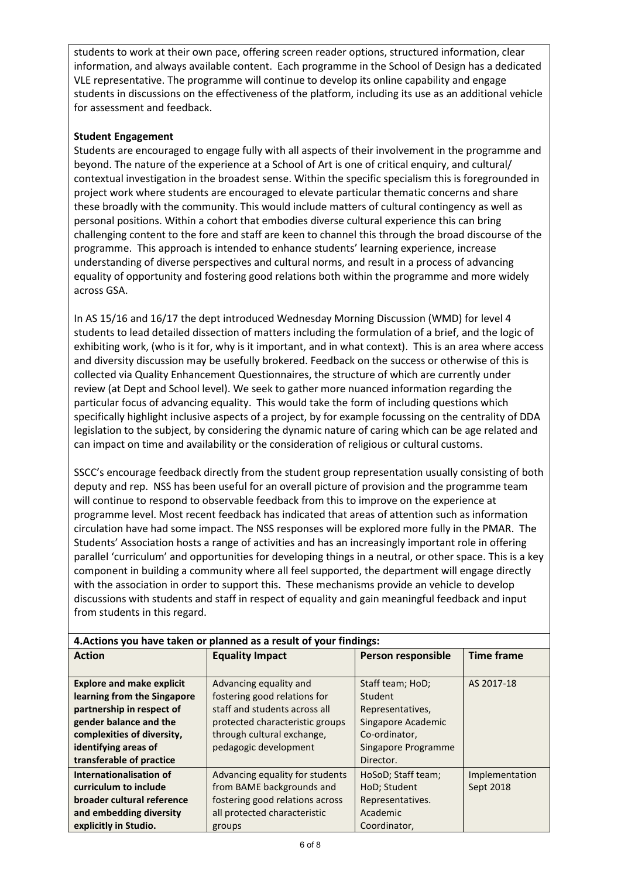students to work at their own pace, offering screen reader options, structured information, clear information, and always available content. Each programme in the School of Design has a dedicated VLE representative. The programme will continue to develop its online capability and engage students in discussions on the effectiveness of the platform, including its use as an additional vehicle for assessment and feedback.

**Student Engagement**

Students are encouraged to engage fully with all aspects of their involvement in the programme and beyond. The nature of the experience at a School of Art is one of critical enquiry, and cultural/ contextual investigation in the broadest sense. Within the specific specialism this is foregrounded in project work where students are encouraged to elevate particular thematic concerns and share these broadly with the community. This would include matters of cultural contingency as well as personal positions. Within a cohort that embodies diverse cultural experience this can bring challenging content to the fore and staff are keen to channel this through the broad discourse of the programme. This approach is intended to enhance students' learning experience, increase understanding of diverse perspectives and cultural norms, and result in a process of advancing equality of opportunity and fostering good relations both within the programme and more widely across GSA.

In AS 15/16 and 16/17 the dept introduced Wednesday Morning Discussion (WMD) for level 4 students to lead detailed dissection of matters including the formulation of a brief, and the logic of exhibiting work, (who is it for, why is it important, and in what context). This is an area where access and diversity discussion may be usefully brokered. Feedback on the success or otherwise of this is collected via Quality Enhancement Questionnaires, the structure of which are currently under review (at Dept and School level). We seek to gather more nuanced information regarding the particular focus of advancing equality. This would take the form of including questions which specifically highlight inclusive aspects of a project, by for example focussing on the centrality of DDA legislation to the subject, by considering the dynamic nature of caring which can be age related and can impact on time and availability or the consideration of religious or cultural customs.

SSCC's encourage feedback directly from the student group representation usually consisting of both deputy and rep. NSS has been useful for an overall picture of provision and the programme team will continue to respond to observable feedback from this to improve on the experience at programme level. Most recent feedback has indicated that areas of attention such as information circulation have had some impact. The NSS responses will be explored more fully in the PMAR. The Students' Association hosts a range of activities and has an increasingly important role in offering parallel 'curriculum' and opportunities for developing things in a neutral, or other space. This is a key component in building a community where all feel supported, the department will engage directly with the association in order to support this. These mechanisms provide an vehicle to develop discussions with students and staff in respect of equality and gain meaningful feedback and input from students in this regard.

**4.Actions you have taken or planned as a result of your findings:**

| Action | Equality Impact | Person responsible | Time frame |
|---|---|---|---|
| **Explore and make explicit learning from the Singapore partnership in respect of gender balance and the complexities of diversity, identifying areas of transferable of practice** | Advancing equality and fostering good relations for staff and students across all protected characteristic groups through cultural exchange, pedagogic development | Staff team; HoD; Student Representatives, Singapore Academic Co-ordinator, Singapore Programme Director. | AS 2017-18 |
| **Internationalisation of curriculum to include broader cultural reference and embedding diversity explicitly in Studio.** | Advancing equality for students from BAME backgrounds and fostering good relations across all protected characteristic groups | HoSoD; Staff team; HoD; Student Representatives. Academic Coordinator, | Implementation Sept 2018 |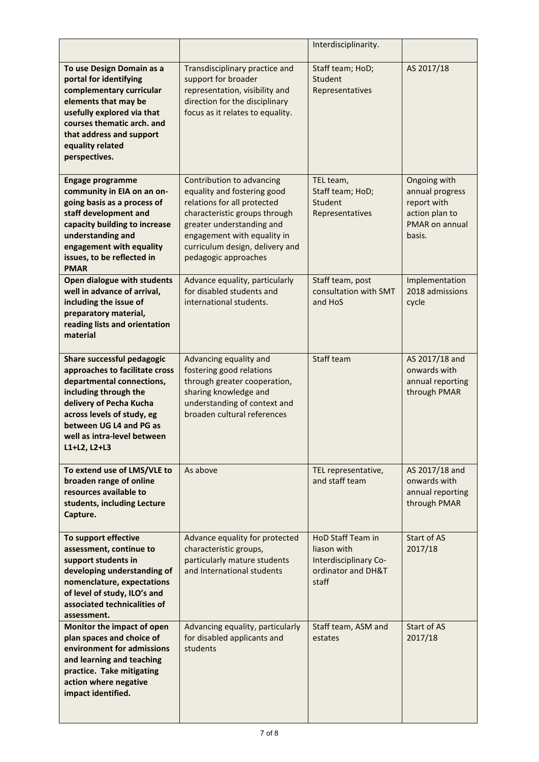| | | | |
|---|---|---|---|
| | | Interdisciplinarity. | |
| **To use Design Domain as a portal for identifying complementary curricular elements that may be usefully explored via that courses thematic arch. and that address and support equality related perspectives.** | Transdisciplinary practice and support for broader representation, visibility and direction for the disciplinary focus as it relates to equality. | Staff team; HoD; Student Representatives | AS 2017/18 |
| **Engage programme community in EIA on an on-going basis as a process of staff development and capacity building to increase understanding and engagement with equality issues, to be reflected in PMAR** | Contribution to advancing equality and fostering good relations for all protected characteristic groups through greater understanding and engagement with equality in curriculum design, delivery and pedagogic approaches | TEL team, Staff team; HoD; Student Representatives | Ongoing with annual progress report with action plan to PMAR on annual basis. |
| **Open dialogue with students well in advance of arrival, including the issue of preparatory material, reading lists and orientation material** | Advance equality, particularly for disabled students and international students. | Staff team, post consultation with SMT and HoS | Implementation 2018 admissions cycle |
| **Share successful pedagogic approaches to facilitate cross departmental connections, including through the delivery of Pecha Kucha across levels of study, eg between UG L4 and PG as well as intra-level between L1+L2, L2+L3** | Advancing equality and fostering good relations through greater cooperation, sharing knowledge and understanding of context and broaden cultural references | Staff team | AS 2017/18 and onwards with annual reporting through PMAR |
| **To extend use of LMS/VLE to broaden range of online resources available to students, including Lecture Capture.** | As above | TEL representative, and staff team | AS 2017/18 and onwards with annual reporting through PMAR |
| **To support effective assessment, continue to support students in developing understanding of nomenclature, expectations of level of study, ILO's and associated technicalities of assessment.** | Advance equality for protected characteristic groups, particularly mature students and International students | HoD Staff Team in liason with Interdisciplinary Co-ordinator and DH&T staff | Start of AS 2017/18 |
| **Monitor the impact of open plan spaces and choice of environment for admissions and learning and teaching practice. Take mitigating action where negative impact identified.** | Advancing equality, particularly for disabled applicants and students | Staff team, ASM and estates | Start of AS 2017/18 |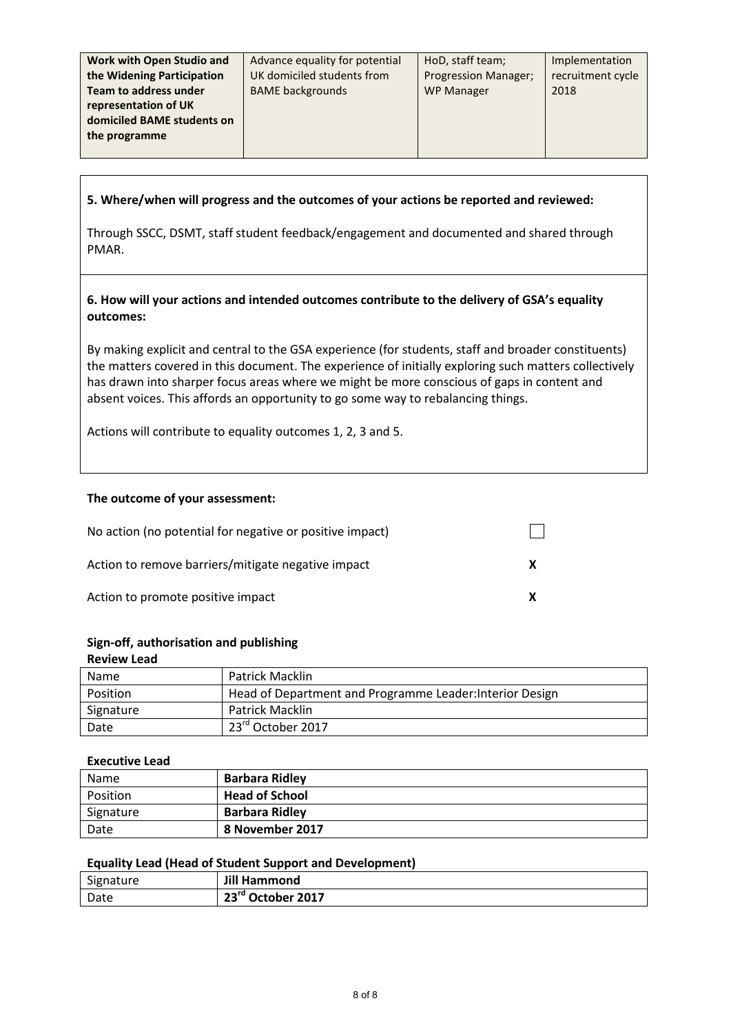| | | | |
|---|---|---|---|
| **Work with Open Studio and the Widening Participation Team to address under representation of UK domiciled BAME students on the programme** | Advance equality for potential UK domiciled students from BAME backgrounds | HoD, staff team; Progression Manager; WP Manager | Implementation recruitment cycle 2018 |

**5. Where/when will progress and the outcomes of your actions be reported and reviewed:**

Through SSCC, DSMT, staff student feedback/engagement and documented and shared through PMAR.

**6. How will your actions and intended outcomes contribute to the delivery of GSA's equality outcomes:**

By making explicit and central to the GSA experience (for students, staff and broader constituents) the matters covered in this document. The experience of initially exploring such matters collectively has drawn into sharper focus areas where we might be more conscious of gaps in content and absent voices. This affords an opportunity to go some way to rebalancing things.

Actions will contribute to equality outcomes 1, 2, 3 and 5.

**The outcome of your assessment:**

| | |
|---|---|
| No action (no potential for negative or positive impact) | ☐ |
| Action to remove barriers/mitigate negative impact | X |
| Action to promote positive impact | X |

**Sign-off, authorisation and publishing**

**Review Lead**

| | |
|---|---|
| Name | Patrick Macklin |
| Position | Head of Department and Programme Leader:Interior Design |
| Signature | Patrick Macklin |
| Date | 23rd October 2017 |

**Executive Lead**

| | |
|---|---|
| Name | **Barbara Ridley** |
| Position | **Head of School** |
| Signature | **Barbara Ridley** |
| Date | **8 November 2017** |

**Equality Lead (Head of Student Support and Development)**

| | |
|---|---|
| Signature | **Jill Hammond** |
| Date | **23rd October 2017** |